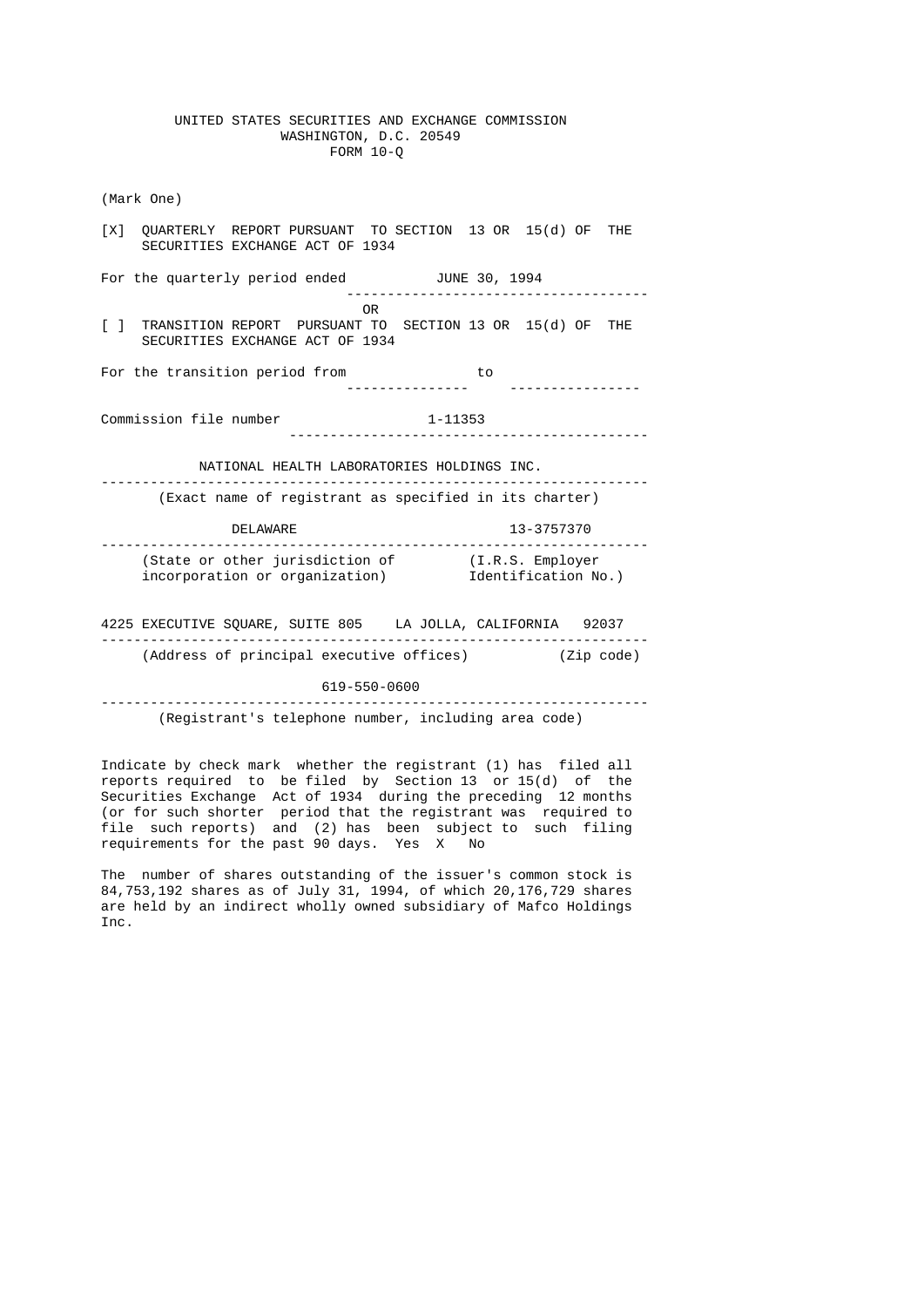UNITED STATES SECURITIES AND EXCHANGE COMMISSION
WASHINGTON, D.C. 20549
FORM 10-Q

(Mark One)

[X] QUARTERLY REPORT PURSUANT TO SECTION 13 OR 15(d) OF THE SECURITIES EXCHANGE ACT OF 1934

For the quarterly period ended JUNE 30, 1994

OR

[ ] TRANSITION REPORT PURSUANT TO SECTION 13 OR 15(d) OF THE SECURITIES EXCHANGE ACT OF 1934

For the transition period from _______________ to ________________

Commission file number 1-11353

NATIONAL HEALTH LABORATORIES HOLDINGS INC.

(Exact name of registrant as specified in its charter)

| DELAWARE | 13-3757370 |
|---|---|
| (State or other jurisdiction of incorporation or organization) | (I.R.S. Employer Identification No.) |

4225 EXECUTIVE SQUARE, SUITE 805 LA JOLLA, CALIFORNIA 92037

(Address of principal executive offices) (Zip code)

619-550-0600

(Registrant's telephone number, including area code)

Indicate by check mark whether the registrant (1) has filed all reports required to be filed by Section 13 or 15(d) of the Securities Exchange Act of 1934 during the preceding 12 months (or for such shorter period that the registrant was required to file such reports) and (2) has been subject to such filing requirements for the past 90 days. Yes X No

The number of shares outstanding of the issuer's common stock is 84,753,192 shares as of July 31, 1994, of which 20,176,729 shares are held by an indirect wholly owned subsidiary of Mafco Holdings Inc.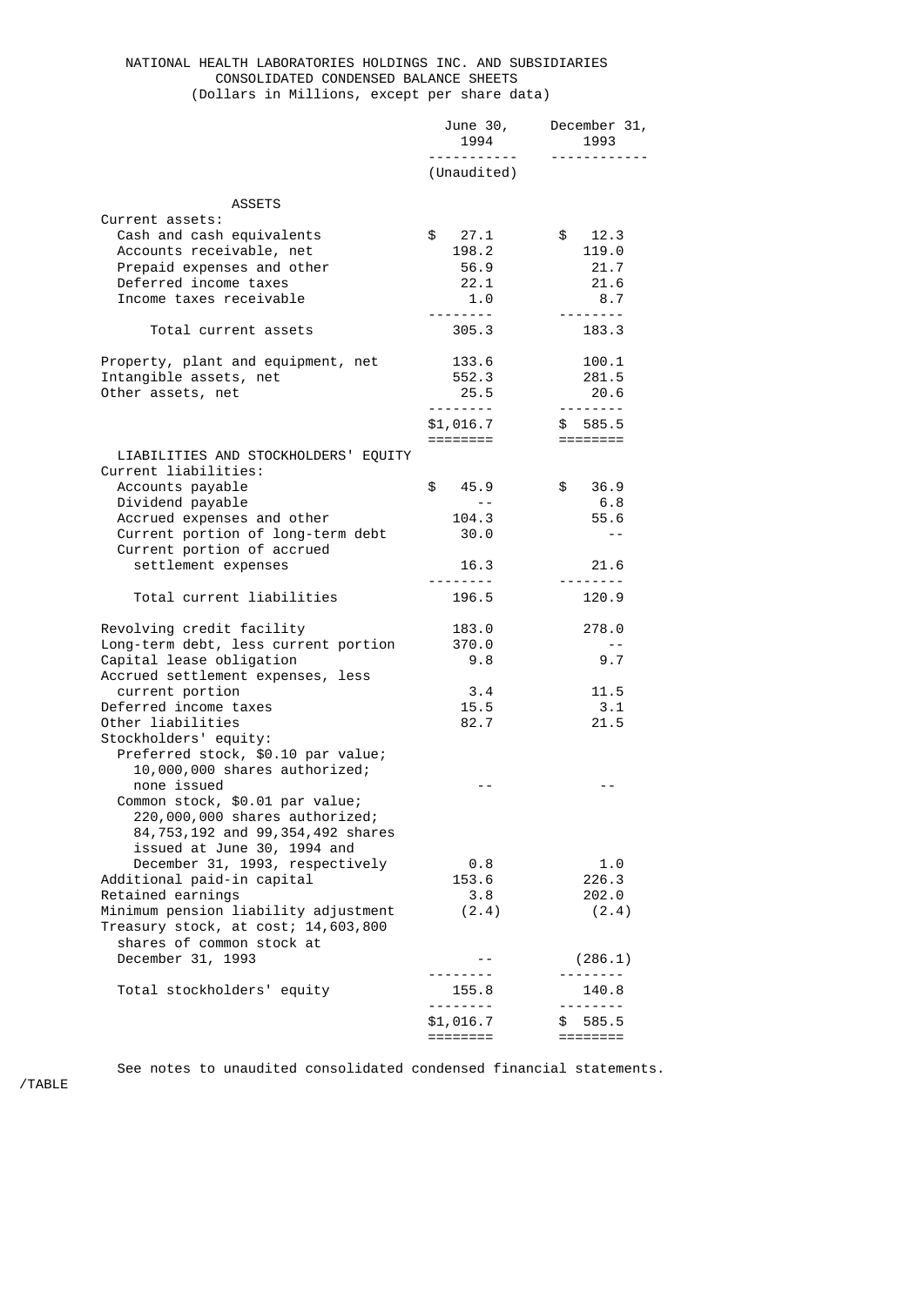# NATIONAL HEALTH LABORATORIES HOLDINGS INC. AND SUBSIDIARIES
## CONSOLIDATED CONDENSED BALANCE SHEETS
(Dollars in Millions, except per share data)

| | June 30, 1994 (Unaudited) | December 31, 1993 |
|---|---|---|
| **ASSETS** | | |
| Current assets: | | |
| Cash and cash equivalents | $ 27.1 | $ 12.3 |
| Accounts receivable, net | 198.2 | 119.0 |
| Prepaid expenses and other | 56.9 | 21.7 |
| Deferred income taxes | 22.1 | 21.6 |
| Income taxes receivable | 1.0 | 8.7 |
| Total current assets | 305.3 | 183.3 |
| Property, plant and equipment, net | 133.6 | 100.1 |
| Intangible assets, net | 552.3 | 281.5 |
| Other assets, net | 25.5 | 20.6 |
| | $1,016.7 | $ 585.5 |
| **LIABILITIES AND STOCKHOLDERS' EQUITY** | | |
| Current liabilities: | | |
| Accounts payable | $ 45.9 | $ 36.9 |
| Dividend payable | -- | 6.8 |
| Accrued expenses and other | 104.3 | 55.6 |
| Current portion of long-term debt | 30.0 | -- |
| Current portion of accrued settlement expenses | 16.3 | 21.6 |
| Total current liabilities | 196.5 | 120.9 |
| Revolving credit facility | 183.0 | 278.0 |
| Long-term debt, less current portion | 370.0 | -- |
| Capital lease obligation | 9.8 | 9.7 |
| Accrued settlement expenses, less current portion | 3.4 | 11.5 |
| Deferred income taxes | 15.5 | 3.1 |
| Other liabilities | 82.7 | 21.5 |
| Stockholders' equity: | | |
| Preferred stock, $0.10 par value; 10,000,000 shares authorized; none issued | -- | -- |
| Common stock, $0.01 par value; 220,000,000 shares authorized; 84,753,192 and 99,354,492 shares issued at June 30, 1994 and December 31, 1993, respectively | 0.8 | 1.0 |
| Additional paid-in capital | 153.6 | 226.3 |
| Retained earnings | 3.8 | 202.0 |
| Minimum pension liability adjustment | (2.4) | (2.4) |
| Treasury stock, at cost; 14,603,800 shares of common stock at December 31, 1993 | -- | (286.1) |
| Total stockholders' equity | 155.8 | 140.8 |
| | $1,016.7 | $ 585.5 |

See notes to unaudited consolidated condensed financial statements.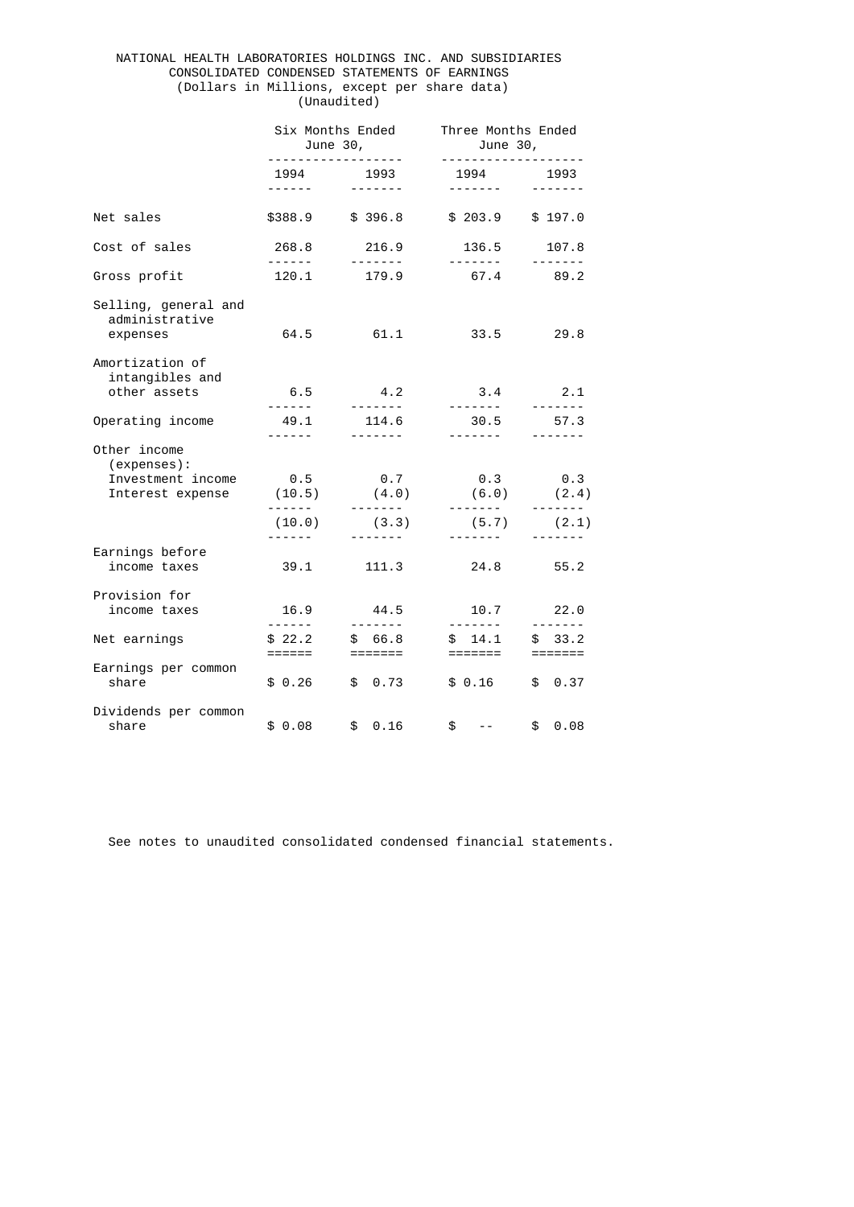NATIONAL HEALTH LABORATORIES HOLDINGS INC. AND SUBSIDIARIES
CONSOLIDATED CONDENSED STATEMENTS OF EARNINGS
(Dollars in Millions, except per share data)
(Unaudited)

| | Six Months Ended June 30, | | Three Months Ended June 30, | |
|---|---|---|---|---|
| | 1994 | 1993 | 1994 | 1993 |
| Net sales | $388.9 | $ 396.8 | $ 203.9 | $ 197.0 |
| Cost of sales | 268.8 | 216.9 | 136.5 | 107.8 |
| Gross profit | 120.1 | 179.9 | 67.4 | 89.2 |
| Selling, general and administrative expenses | 64.5 | 61.1 | 33.5 | 29.8 |
| Amortization of intangibles and other assets | 6.5 | 4.2 | 3.4 | 2.1 |
| Operating income | 49.1 | 114.6 | 30.5 | 57.3 |
| Other income (expenses): | | | | |
| Investment income | 0.5 | 0.7 | 0.3 | 0.3 |
| Interest expense | (10.5) | (4.0) | (6.0) | (2.4) |
| | (10.0) | (3.3) | (5.7) | (2.1) |
| Earnings before income taxes | 39.1 | 111.3 | 24.8 | 55.2 |
| Provision for income taxes | 16.9 | 44.5 | 10.7 | 22.0 |
| Net earnings | $ 22.2 | $ 66.8 | $ 14.1 | $ 33.2 |
| Earnings per common share | $ 0.26 | $ 0.73 | $ 0.16 | $ 0.37 |
| Dividends per common share | $ 0.08 | $ 0.16 | $ -- | $ 0.08 |

See notes to unaudited consolidated condensed financial statements.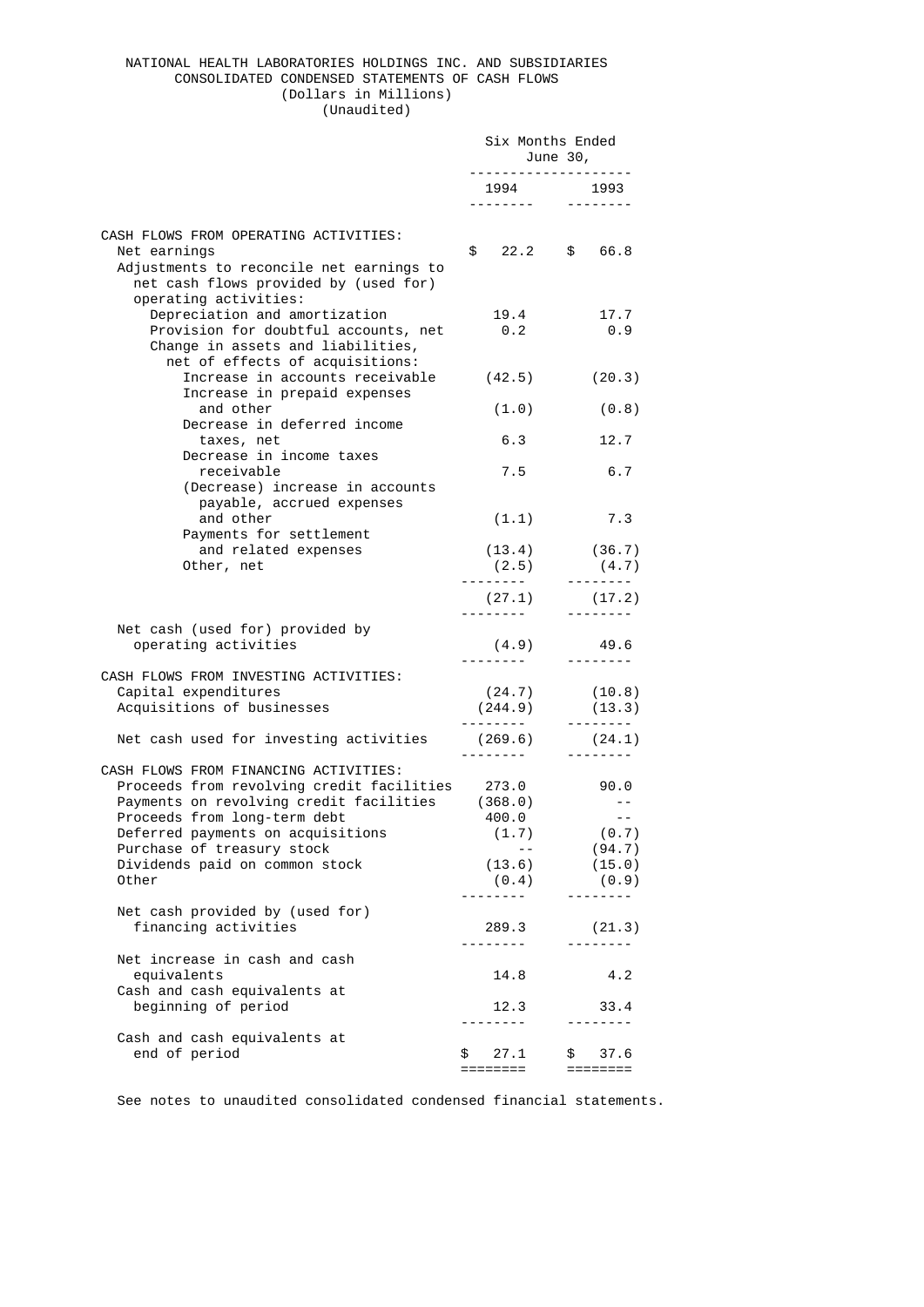NATIONAL HEALTH LABORATORIES HOLDINGS INC. AND SUBSIDIARIES
CONSOLIDATED CONDENSED STATEMENTS OF CASH FLOWS
(Dollars in Millions)
(Unaudited)

| | Six Months Ended June 30, 1994 | Six Months Ended June 30, 1993 |
|---|---|---|
| CASH FLOWS FROM OPERATING ACTIVITIES: | | |
| Net earnings | $ 22.2 | $ 66.8 |
| Adjustments to reconcile net earnings to net cash flows provided by (used for) operating activities: | | |
| Depreciation and amortization | 19.4 | 17.7 |
| Provision for doubtful accounts, net | 0.2 | 0.9 |
| Change in assets and liabilities, net of effects of acquisitions: | | |
| Increase in accounts receivable | (42.5) | (20.3) |
| Increase in prepaid expenses and other | (1.0) | (0.8) |
| Decrease in deferred income taxes, net | 6.3 | 12.7 |
| Decrease in income taxes receivable | 7.5 | 6.7 |
| (Decrease) increase in accounts payable, accrued expenses and other | (1.1) | 7.3 |
| Payments for settlement and related expenses | (13.4) | (36.7) |
| Other, net | (2.5) | (4.7) |
| | (27.1) | (17.2) |
| Net cash (used for) provided by operating activities | (4.9) | 49.6 |
| CASH FLOWS FROM INVESTING ACTIVITIES: | | |
| Capital expenditures | (24.7) | (10.8) |
| Acquisitions of businesses | (244.9) | (13.3) |
| Net cash used for investing activities | (269.6) | (24.1) |
| CASH FLOWS FROM FINANCING ACTIVITIES: | | |
| Proceeds from revolving credit facilities | 273.0 | 90.0 |
| Payments on revolving credit facilities | (368.0) | -- |
| Proceeds from long-term debt | 400.0 | -- |
| Deferred payments on acquisitions | (1.7) | (0.7) |
| Purchase of treasury stock | -- | (94.7) |
| Dividends paid on common stock | (13.6) | (15.0) |
| Other | (0.4) | (0.9) |
| Net cash provided by (used for) financing activities | 289.3 | (21.3) |
| Net increase in cash and cash equivalents | 14.8 | 4.2 |
| Cash and cash equivalents at beginning of period | 12.3 | 33.4 |
| Cash and cash equivalents at end of period | $ 27.1 | $ 37.6 |

See notes to unaudited consolidated condensed financial statements.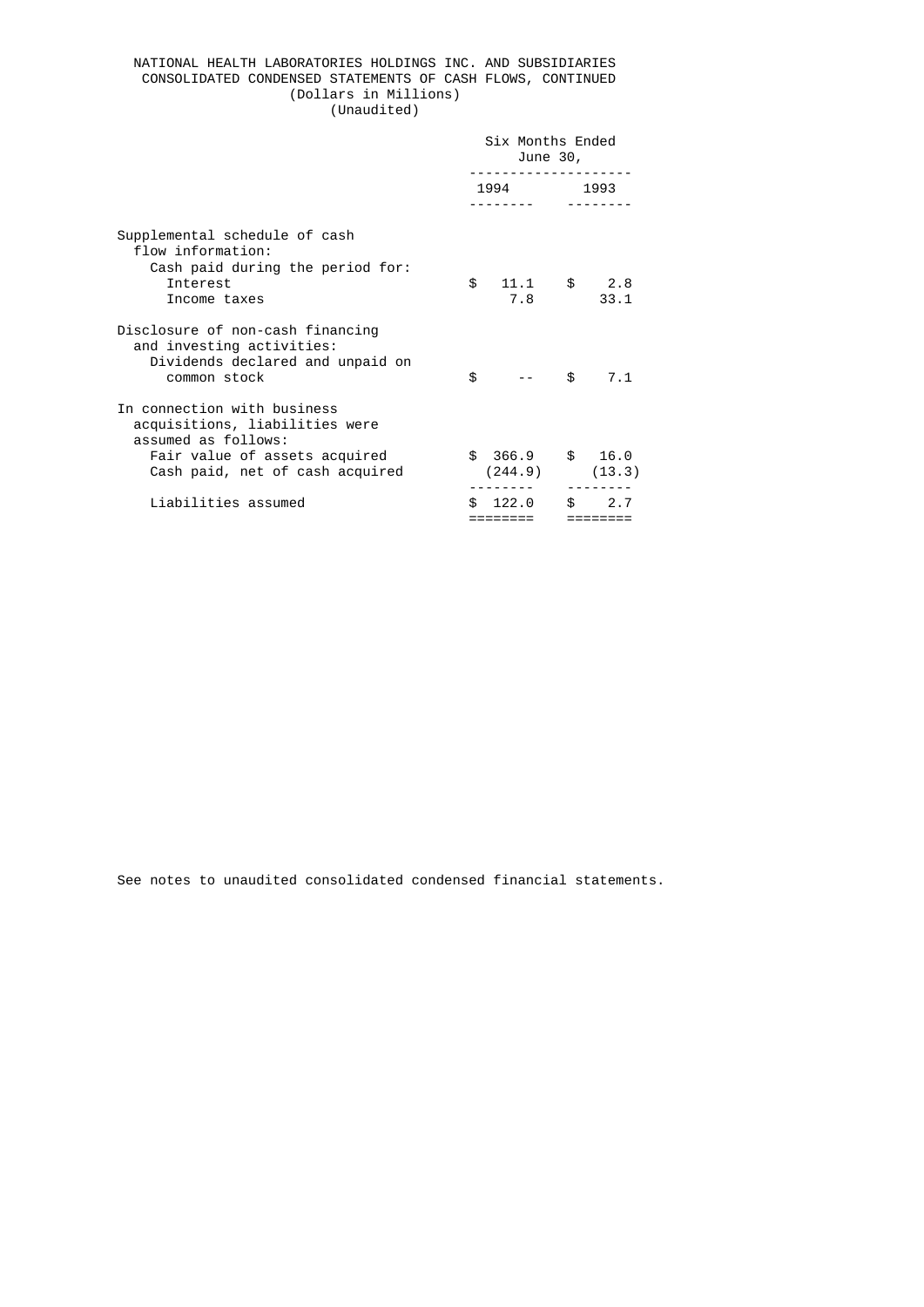NATIONAL HEALTH LABORATORIES HOLDINGS INC. AND SUBSIDIARIES
CONSOLIDATED CONDENSED STATEMENTS OF CASH FLOWS, CONTINUED
(Dollars in Millions)
(Unaudited)

| | Six Months Ended June 30, | |
|---|---|---|
| | 1994 | 1993 |
| Supplemental schedule of cash flow information: | | |
| Cash paid during the period for: | | |
| Interest | $ 11.1 | $ 2.8 |
| Income taxes | 7.8 | 33.1 |
| Disclosure of non-cash financing and investing activities: | | |
| Dividends declared and unpaid on common stock | $ -- | $ 7.1 |
| In connection with business acquisitions, liabilities were assumed as follows: | | |
| Fair value of assets acquired | $ 366.9 | $ 16.0 |
| Cash paid, net of cash acquired | (244.9) | (13.3) |
| Liabilities assumed | $ 122.0 | $ 2.7 |

See notes to unaudited consolidated condensed financial statements.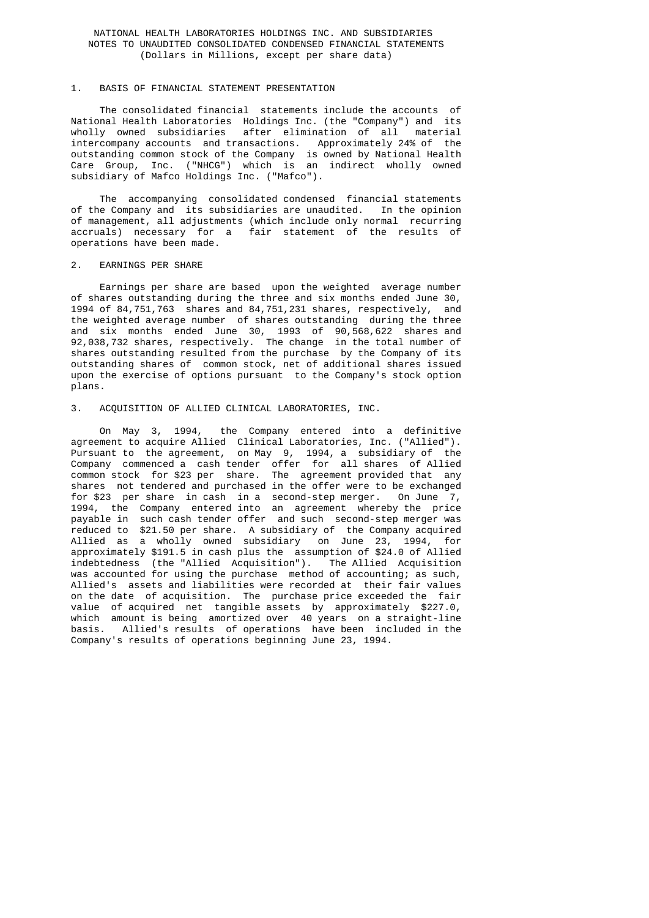# NATIONAL HEALTH LABORATORIES HOLDINGS INC. AND SUBSIDIARIES
## NOTES TO UNAUDITED CONSOLIDATED CONDENSED FINANCIAL STATEMENTS
(Dollars in Millions, except per share data)

## 1. BASIS OF FINANCIAL STATEMENT PRESENTATION

The consolidated financial statements include the accounts of National Health Laboratories Holdings Inc. (the "Company") and its wholly owned subsidiaries after elimination of all material intercompany accounts and transactions. Approximately 24% of the outstanding common stock of the Company is owned by National Health Care Group, Inc. ("NHCG") which is an indirect wholly owned subsidiary of Mafco Holdings Inc. ("Mafco").

The accompanying consolidated condensed financial statements of the Company and its subsidiaries are unaudited. In the opinion of management, all adjustments (which include only normal recurring accruals) necessary for a fair statement of the results of operations have been made.

## 2. EARNINGS PER SHARE

Earnings per share are based upon the weighted average number of shares outstanding during the three and six months ended June 30, 1994 of 84,751,763 shares and 84,751,231 shares, respectively, and the weighted average number of shares outstanding during the three and six months ended June 30, 1993 of 90,568,622 shares and 92,038,732 shares, respectively. The change in the total number of shares outstanding resulted from the purchase by the Company of its outstanding shares of common stock, net of additional shares issued upon the exercise of options pursuant to the Company's stock option plans.

## 3. ACQUISITION OF ALLIED CLINICAL LABORATORIES, INC.

On May 3, 1994, the Company entered into a definitive agreement to acquire Allied Clinical Laboratories, Inc. ("Allied"). Pursuant to the agreement, on May 9, 1994, a subsidiary of the Company commenced a cash tender offer for all shares of Allied common stock for $23 per share. The agreement provided that any shares not tendered and purchased in the offer were to be exchanged for $23 per share in cash in a second-step merger. On June 7, 1994, the Company entered into an agreement whereby the price payable in such cash tender offer and such second-step merger was reduced to $21.50 per share. A subsidiary of the Company acquired Allied as a wholly owned subsidiary on June 23, 1994, for approximately $191.5 in cash plus the assumption of $24.0 of Allied indebtedness (the "Allied Acquisition"). The Allied Acquisition was accounted for using the purchase method of accounting; as such, Allied's assets and liabilities were recorded at their fair values on the date of acquisition. The purchase price exceeded the fair value of acquired net tangible assets by approximately $227.0, which amount is being amortized over 40 years on a straight-line basis. Allied's results of operations have been included in the Company's results of operations beginning June 23, 1994.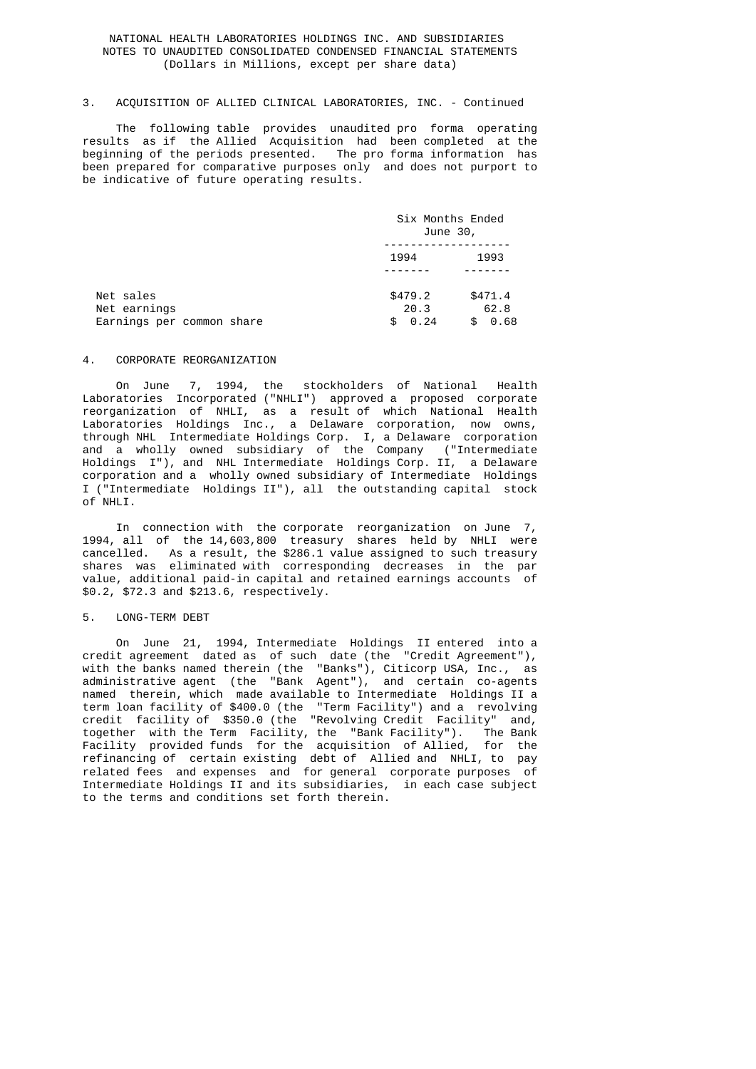NATIONAL HEALTH LABORATORIES HOLDINGS INC. AND SUBSIDIARIES
NOTES TO UNAUDITED CONSOLIDATED CONDENSED FINANCIAL STATEMENTS
(Dollars in Millions, except per share data)

## 3. ACQUISITION OF ALLIED CLINICAL LABORATORIES, INC. - Continued

The following table provides unaudited pro forma operating results as if the Allied Acquisition had been completed at the beginning of the periods presented. The pro forma information has been prepared for comparative purposes only and does not purport to be indicative of future operating results.

| | Six Months Ended June 30, | |
|---|---|---|
| | 1994 | 1993 |
| Net sales | $479.2 | $471.4 |
| Net earnings | 20.3 | 62.8 |
| Earnings per common share | $ 0.24 | $ 0.68 |

## 4. CORPORATE REORGANIZATION

On June 7, 1994, the stockholders of National Health Laboratories Incorporated ("NHLI") approved a proposed corporate reorganization of NHLI, as a result of which National Health Laboratories Holdings Inc., a Delaware corporation, now owns, through NHL Intermediate Holdings Corp. I, a Delaware corporation and a wholly owned subsidiary of the Company ("Intermediate Holdings I"), and NHL Intermediate Holdings Corp. II, a Delaware corporation and a wholly owned subsidiary of Intermediate Holdings I ("Intermediate Holdings II"), all the outstanding capital stock of NHLI.

In connection with the corporate reorganization on June 7, 1994, all of the 14,603,800 treasury shares held by NHLI were cancelled. As a result, the $286.1 value assigned to such treasury shares was eliminated with corresponding decreases in the par value, additional paid-in capital and retained earnings accounts of $0.2, $72.3 and $213.6, respectively.

## 5. LONG-TERM DEBT

On June 21, 1994, Intermediate Holdings II entered into a credit agreement dated as of such date (the "Credit Agreement"), with the banks named therein (the "Banks"), Citicorp USA, Inc., as administrative agent (the "Bank Agent"), and certain co-agents named therein, which made available to Intermediate Holdings II a term loan facility of $400.0 (the "Term Facility") and a revolving credit facility of $350.0 (the "Revolving Credit Facility" and, together with the Term Facility, the "Bank Facility"). The Bank Facility provided funds for the acquisition of Allied, for the refinancing of certain existing debt of Allied and NHLI, to pay related fees and expenses and for general corporate purposes of Intermediate Holdings II and its subsidiaries, in each case subject to the terms and conditions set forth therein.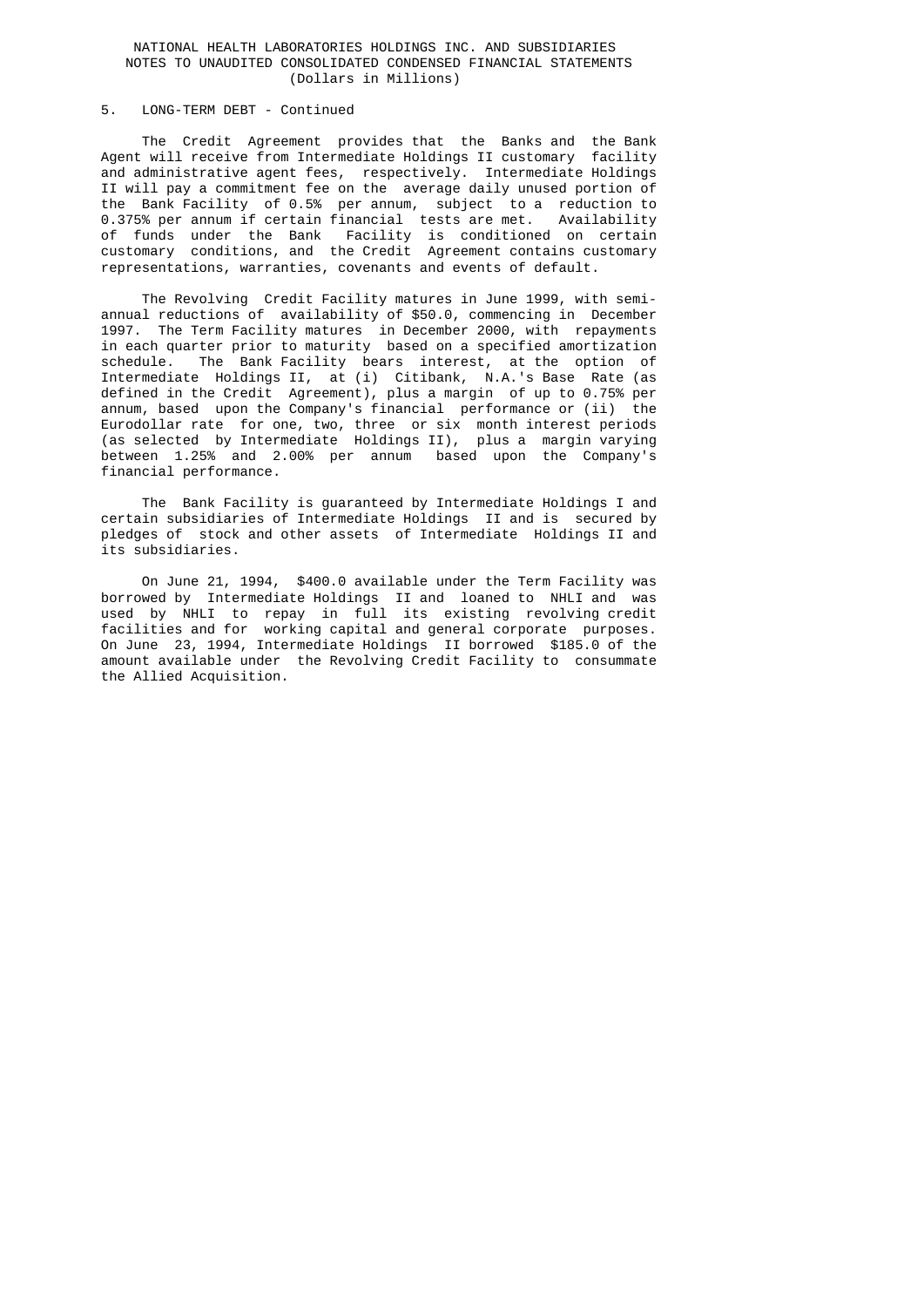NATIONAL HEALTH LABORATORIES HOLDINGS INC. AND SUBSIDIARIES
NOTES TO UNAUDITED CONSOLIDATED CONDENSED FINANCIAL STATEMENTS
(Dollars in Millions)

5. LONG-TERM DEBT - Continued

The Credit Agreement provides that the Banks and the Bank Agent will receive from Intermediate Holdings II customary facility and administrative agent fees, respectively. Intermediate Holdings II will pay a commitment fee on the average daily unused portion of the Bank Facility of 0.5% per annum, subject to a reduction to 0.375% per annum if certain financial tests are met. Availability of funds under the Bank Facility is conditioned on certain customary conditions, and the Credit Agreement contains customary representations, warranties, covenants and events of default.

The Revolving Credit Facility matures in June 1999, with semi-annual reductions of availability of $50.0, commencing in December 1997. The Term Facility matures in December 2000, with repayments in each quarter prior to maturity based on a specified amortization schedule. The Bank Facility bears interest, at the option of Intermediate Holdings II, at (i) Citibank, N.A.'s Base Rate (as defined in the Credit Agreement), plus a margin of up to 0.75% per annum, based upon the Company's financial performance or (ii) the Eurodollar rate for one, two, three or six month interest periods (as selected by Intermediate Holdings II), plus a margin varying between 1.25% and 2.00% per annum based upon the Company's financial performance.

The Bank Facility is guaranteed by Intermediate Holdings I and certain subsidiaries of Intermediate Holdings II and is secured by pledges of stock and other assets of Intermediate Holdings II and its subsidiaries.

On June 21, 1994, $400.0 available under the Term Facility was borrowed by Intermediate Holdings II and loaned to NHLI and was used by NHLI to repay in full its existing revolving credit facilities and for working capital and general corporate purposes. On June 23, 1994, Intermediate Holdings II borrowed $185.0 of the amount available under the Revolving Credit Facility to consummate the Allied Acquisition.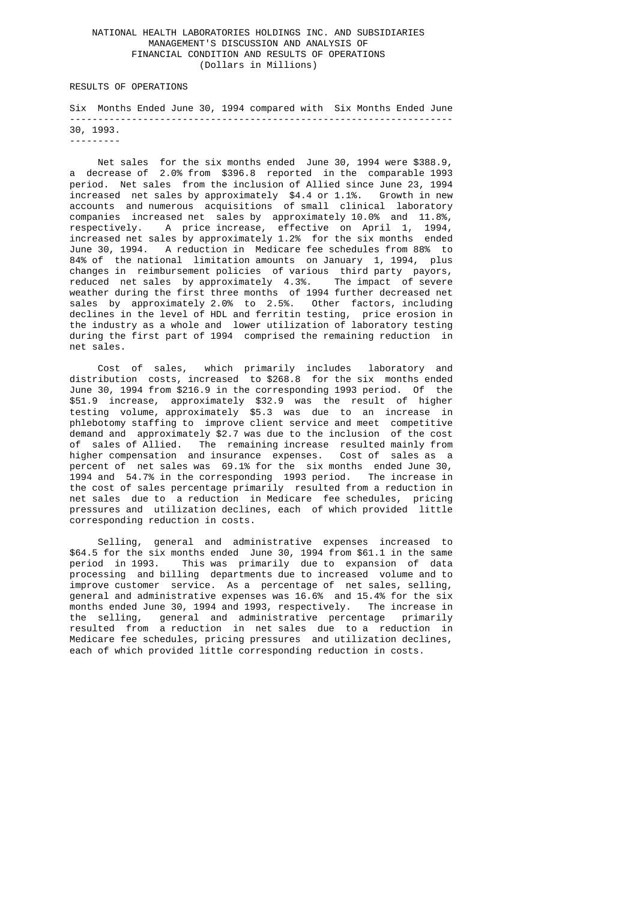NATIONAL HEALTH LABORATORIES HOLDINGS INC. AND SUBSIDIARIES
MANAGEMENT'S DISCUSSION AND ANALYSIS OF
FINANCIAL CONDITION AND RESULTS OF OPERATIONS
(Dollars in Millions)

RESULTS OF OPERATIONS

Six Months Ended June 30, 1994 compared with Six Months Ended June 30, 1993.

Net sales for the six months ended June 30, 1994 were $388.9, a decrease of 2.0% from $396.8 reported in the comparable 1993 period. Net sales from the inclusion of Allied since June 23, 1994 increased net sales by approximately $4.4 or 1.1%. Growth in new accounts and numerous acquisitions of small clinical laboratory companies increased net sales by approximately 10.0% and 11.8%, respectively. A price increase, effective on April 1, 1994, increased net sales by approximately 1.2% for the six months ended June 30, 1994. A reduction in Medicare fee schedules from 88% to 84% of the national limitation amounts on January 1, 1994, plus changes in reimbursement policies of various third party payors, reduced net sales by approximately 4.3%. The impact of severe weather during the first three months of 1994 further decreased net sales by approximately 2.0% to 2.5%. Other factors, including declines in the level of HDL and ferritin testing, price erosion in the industry as a whole and lower utilization of laboratory testing during the first part of 1994 comprised the remaining reduction in net sales.

Cost of sales, which primarily includes laboratory and distribution costs, increased to $268.8 for the six months ended June 30, 1994 from $216.9 in the corresponding 1993 period. Of the $51.9 increase, approximately $32.9 was the result of higher testing volume, approximately $5.3 was due to an increase in phlebotomy staffing to improve client service and meet competitive demand and approximately $2.7 was due to the inclusion of the cost of sales of Allied. The remaining increase resulted mainly from higher compensation and insurance expenses. Cost of sales as a percent of net sales was 69.1% for the six months ended June 30, 1994 and 54.7% in the corresponding 1993 period. The increase in the cost of sales percentage primarily resulted from a reduction in net sales due to a reduction in Medicare fee schedules, pricing pressures and utilization declines, each of which provided little corresponding reduction in costs.

Selling, general and administrative expenses increased to $64.5 for the six months ended June 30, 1994 from $61.1 in the same period in 1993. This was primarily due to expansion of data processing and billing departments due to increased volume and to improve customer service. As a percentage of net sales, selling, general and administrative expenses was 16.6% and 15.4% for the six months ended June 30, 1994 and 1993, respectively. The increase in the selling, general and administrative percentage primarily resulted from a reduction in net sales due to a reduction in Medicare fee schedules, pricing pressures and utilization declines, each of which provided little corresponding reduction in costs.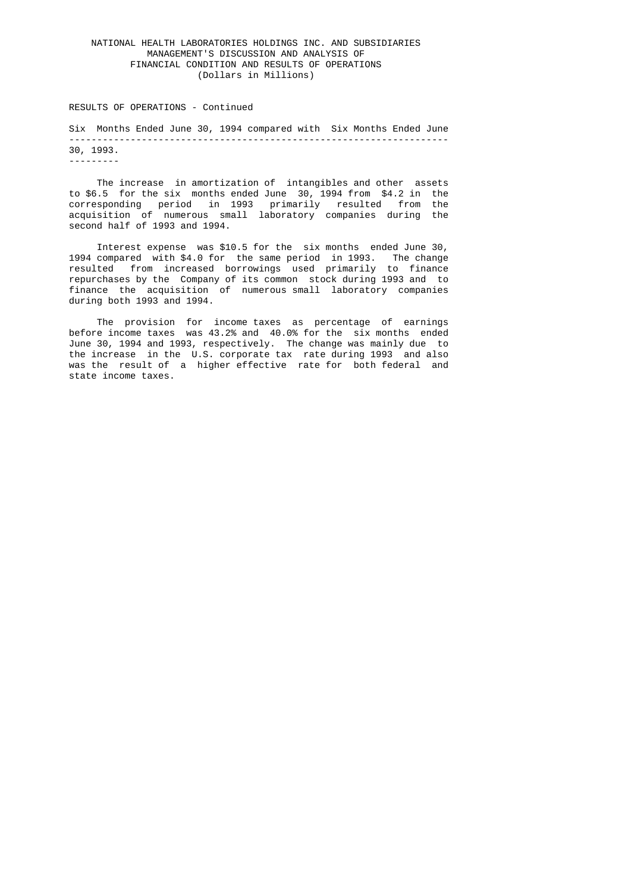NATIONAL HEALTH LABORATORIES HOLDINGS INC. AND SUBSIDIARIES
MANAGEMENT'S DISCUSSION AND ANALYSIS OF
FINANCIAL CONDITION AND RESULTS OF OPERATIONS
(Dollars in Millions)

RESULTS OF OPERATIONS - Continued

Six Months Ended June 30, 1994 compared with Six Months Ended June 30, 1993.

The increase in amortization of intangibles and other assets to $6.5 for the six months ended June 30, 1994 from $4.2 in the corresponding period in 1993 primarily resulted from the acquisition of numerous small laboratory companies during the second half of 1993 and 1994.

Interest expense was $10.5 for the six months ended June 30, 1994 compared with $4.0 for the same period in 1993. The change resulted from increased borrowings used primarily to finance repurchases by the Company of its common stock during 1993 and to finance the acquisition of numerous small laboratory companies during both 1993 and 1994.

The provision for income taxes as percentage of earnings before income taxes was 43.2% and 40.0% for the six months ended June 30, 1994 and 1993, respectively. The change was mainly due to the increase in the U.S. corporate tax rate during 1993 and also was the result of a higher effective rate for both federal and state income taxes.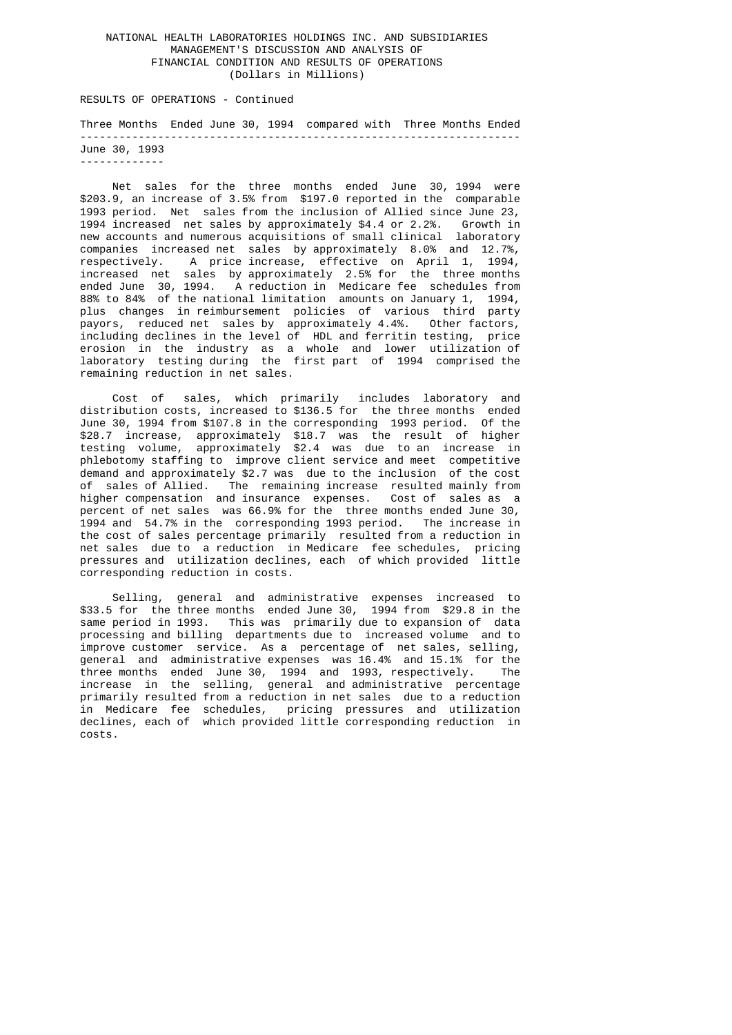NATIONAL HEALTH LABORATORIES HOLDINGS INC. AND SUBSIDIARIES
MANAGEMENT'S DISCUSSION AND ANALYSIS OF
FINANCIAL CONDITION AND RESULTS OF OPERATIONS
(Dollars in Millions)

RESULTS OF OPERATIONS - Continued

Three Months Ended June 30, 1994 compared with Three Months Ended June 30, 1993

Net sales for the three months ended June 30, 1994 were $203.9, an increase of 3.5% from $197.0 reported in the comparable 1993 period. Net sales from the inclusion of Allied since June 23, 1994 increased net sales by approximately $4.4 or 2.2%. Growth in new accounts and numerous acquisitions of small clinical laboratory companies increased net sales by approximately 8.0% and 12.7%, respectively. A price increase, effective on April 1, 1994, increased net sales by approximately 2.5% for the three months ended June 30, 1994. A reduction in Medicare fee schedules from 88% to 84% of the national limitation amounts on January 1, 1994, plus changes in reimbursement policies of various third party payors, reduced net sales by approximately 4.4%. Other factors, including declines in the level of HDL and ferritin testing, price erosion in the industry as a whole and lower utilization of laboratory testing during the first part of 1994 comprised the remaining reduction in net sales.

Cost of sales, which primarily includes laboratory and distribution costs, increased to $136.5 for the three months ended June 30, 1994 from $107.8 in the corresponding 1993 period. Of the $28.7 increase, approximately $18.7 was the result of higher testing volume, approximately $2.4 was due to an increase in phlebotomy staffing to improve client service and meet competitive demand and approximately $2.7 was due to the inclusion of the cost of sales of Allied. The remaining increase resulted mainly from higher compensation and insurance expenses. Cost of sales as a percent of net sales was 66.9% for the three months ended June 30, 1994 and 54.7% in the corresponding 1993 period. The increase in the cost of sales percentage primarily resulted from a reduction in net sales due to a reduction in Medicare fee schedules, pricing pressures and utilization declines, each of which provided little corresponding reduction in costs.

Selling, general and administrative expenses increased to $33.5 for the three months ended June 30, 1994 from $29.8 in the same period in 1993. This was primarily due to expansion of data processing and billing departments due to increased volume and to improve customer service. As a percentage of net sales, selling, general and administrative expenses was 16.4% and 15.1% for the three months ended June 30, 1994 and 1993, respectively. The increase in the selling, general and administrative percentage primarily resulted from a reduction in net sales due to a reduction in Medicare fee schedules, pricing pressures and utilization declines, each of which provided little corresponding reduction in costs.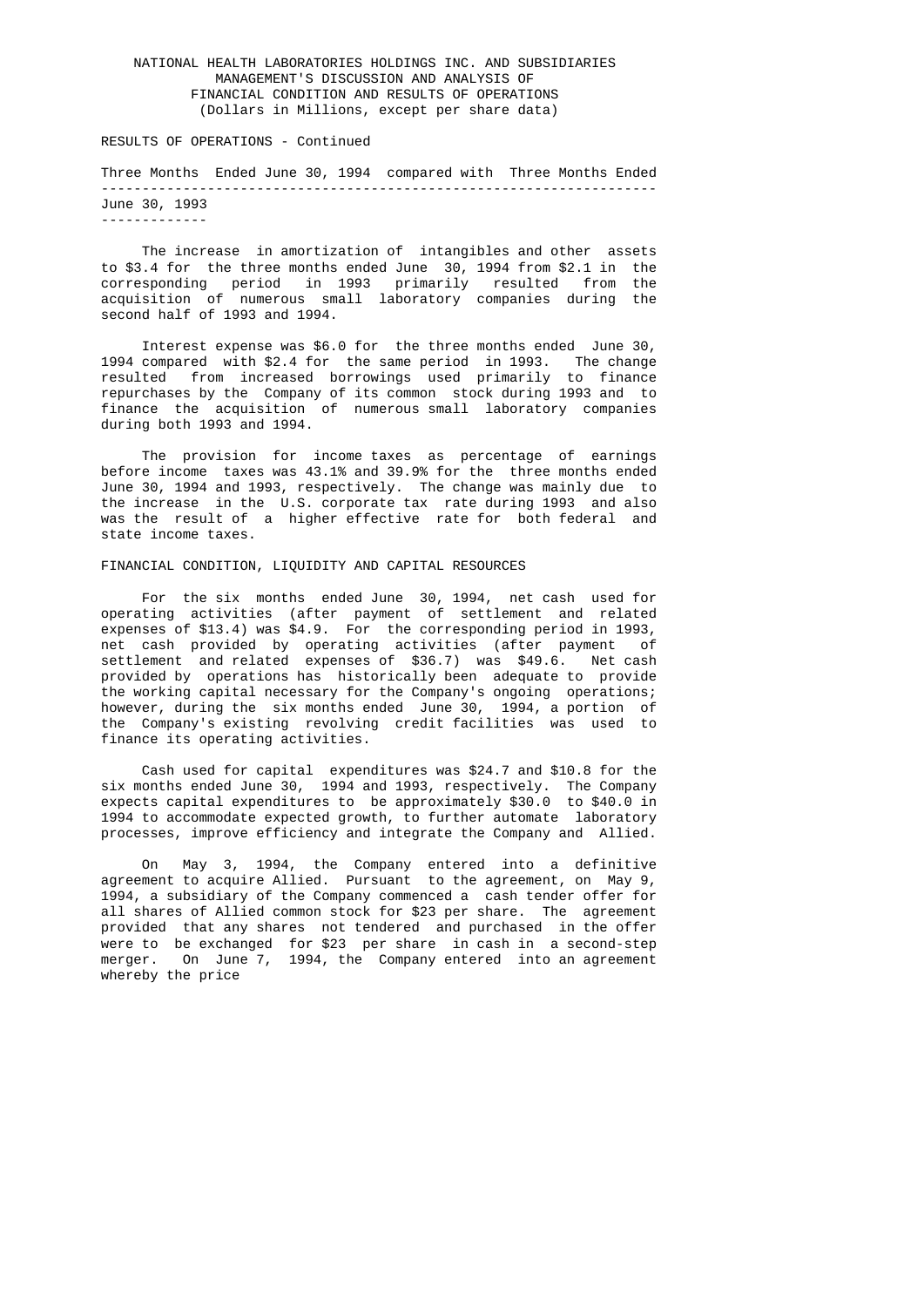NATIONAL HEALTH LABORATORIES HOLDINGS INC. AND SUBSIDIARIES
MANAGEMENT'S DISCUSSION AND ANALYSIS OF
FINANCIAL CONDITION AND RESULTS OF OPERATIONS
(Dollars in Millions, except per share data)

RESULTS OF OPERATIONS - Continued

## Three Months Ended June 30, 1994 compared with Three Months Ended June 30, 1993

The increase in amortization of intangibles and other assets to $3.4 for the three months ended June 30, 1994 from $2.1 in the corresponding period in 1993 primarily resulted from the acquisition of numerous small laboratory companies during the second half of 1993 and 1994.

Interest expense was $6.0 for the three months ended June 30, 1994 compared with $2.4 for the same period in 1993. The change resulted from increased borrowings used primarily to finance repurchases by the Company of its common stock during 1993 and to finance the acquisition of numerous small laboratory companies during both 1993 and 1994.

The provision for income taxes as percentage of earnings before income taxes was 43.1% and 39.9% for the three months ended June 30, 1994 and 1993, respectively. The change was mainly due to the increase in the U.S. corporate tax rate during 1993 and also was the result of a higher effective rate for both federal and state income taxes.

FINANCIAL CONDITION, LIQUIDITY AND CAPITAL RESOURCES

For the six months ended June 30, 1994, net cash used for operating activities (after payment of settlement and related expenses of $13.4) was $4.9. For the corresponding period in 1993, net cash provided by operating activities (after payment of settlement and related expenses of $36.7) was $49.6. Net cash provided by operations has historically been adequate to provide the working capital necessary for the Company's ongoing operations; however, during the six months ended June 30, 1994, a portion of the Company's existing revolving credit facilities was used to finance its operating activities.

Cash used for capital expenditures was $24.7 and $10.8 for the six months ended June 30, 1994 and 1993, respectively. The Company expects capital expenditures to be approximately $30.0 to $40.0 in 1994 to accommodate expected growth, to further automate laboratory processes, improve efficiency and integrate the Company and Allied.

On May 3, 1994, the Company entered into a definitive agreement to acquire Allied. Pursuant to the agreement, on May 9, 1994, a subsidiary of the Company commenced a cash tender offer for all shares of Allied common stock for $23 per share. The agreement provided that any shares not tendered and purchased in the offer were to be exchanged for $23 per share in cash in a second-step merger. On June 7, 1994, the Company entered into an agreement whereby the price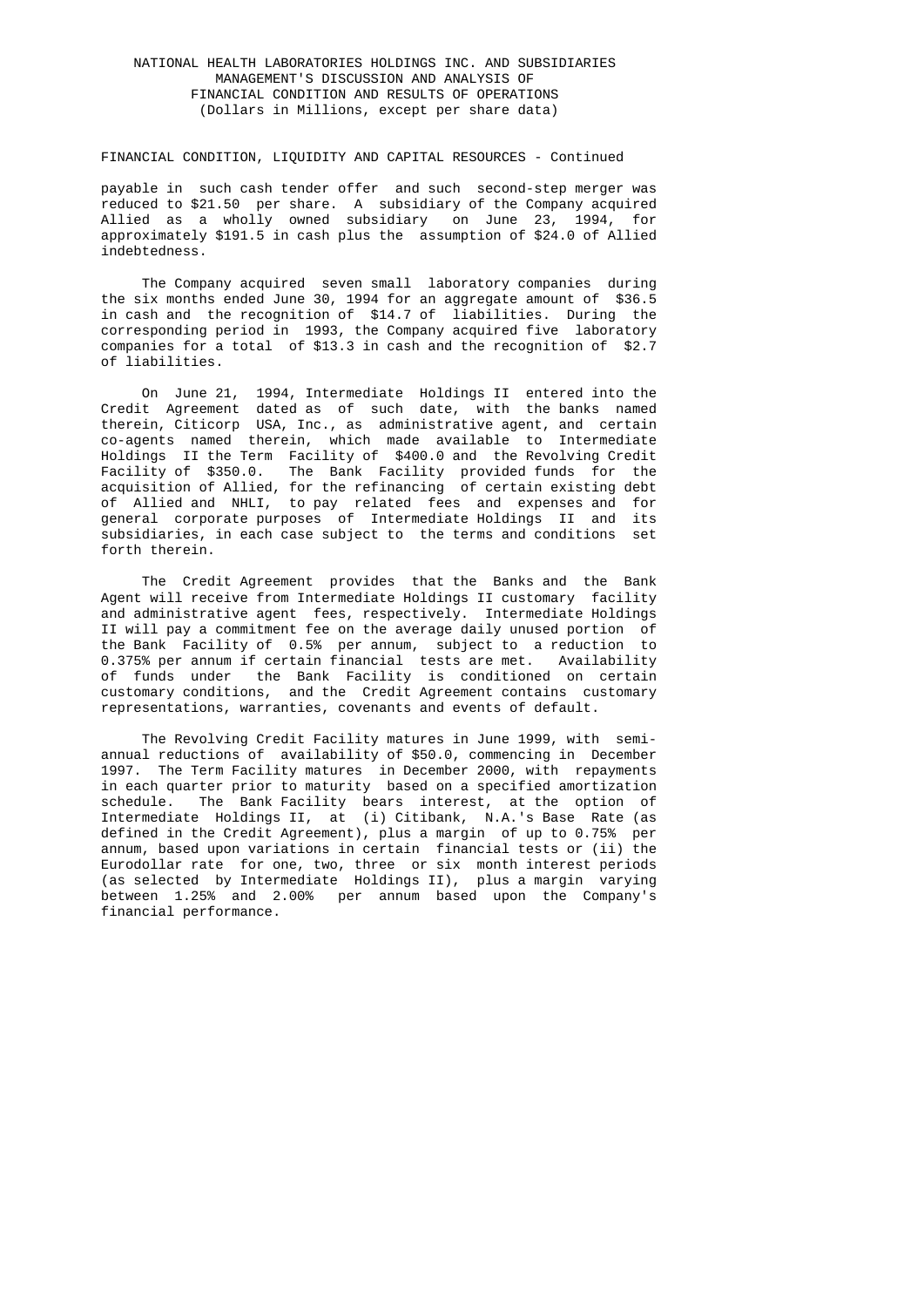FINANCIAL CONDITION, LIQUIDITY AND CAPITAL RESOURCES - Continued

payable in such cash tender offer and such second-step merger was reduced to $21.50 per share. A subsidiary of the Company acquired Allied as a wholly owned subsidiary on June 23, 1994, for approximately $191.5 in cash plus the assumption of $24.0 of Allied indebtedness.

The Company acquired seven small laboratory companies during the six months ended June 30, 1994 for an aggregate amount of $36.5 in cash and the recognition of $14.7 of liabilities. During the corresponding period in 1993, the Company acquired five laboratory companies for a total of $13.3 in cash and the recognition of $2.7 of liabilities.

On June 21, 1994, Intermediate Holdings II entered into the Credit Agreement dated as of such date, with the banks named therein, Citicorp USA, Inc., as administrative agent, and certain co-agents named therein, which made available to Intermediate Holdings II the Term Facility of $400.0 and the Revolving Credit Facility of $350.0. The Bank Facility provided funds for the acquisition of Allied, for the refinancing of certain existing debt of Allied and NHLI, to pay related fees and expenses and for general corporate purposes of Intermediate Holdings II and its subsidiaries, in each case subject to the terms and conditions set forth therein.

The Credit Agreement provides that the Banks and the Bank Agent will receive from Intermediate Holdings II customary facility and administrative agent fees, respectively. Intermediate Holdings II will pay a commitment fee on the average daily unused portion of the Bank Facility of 0.5% per annum, subject to a reduction to 0.375% per annum if certain financial tests are met. Availability of funds under the Bank Facility is conditioned on certain customary conditions, and the Credit Agreement contains customary representations, warranties, covenants and events of default.

The Revolving Credit Facility matures in June 1999, with semi-annual reductions of availability of $50.0, commencing in December 1997. The Term Facility matures in December 2000, with repayments in each quarter prior to maturity based on a specified amortization schedule. The Bank Facility bears interest, at the option of Intermediate Holdings II, at (i) Citibank, N.A.'s Base Rate (as defined in the Credit Agreement), plus a margin of up to 0.75% per annum, based upon variations in certain financial tests or (ii) the Eurodollar rate for one, two, three or six month interest periods (as selected by Intermediate Holdings II), plus a margin varying between 1.25% and 2.00% per annum based upon the Company's financial performance.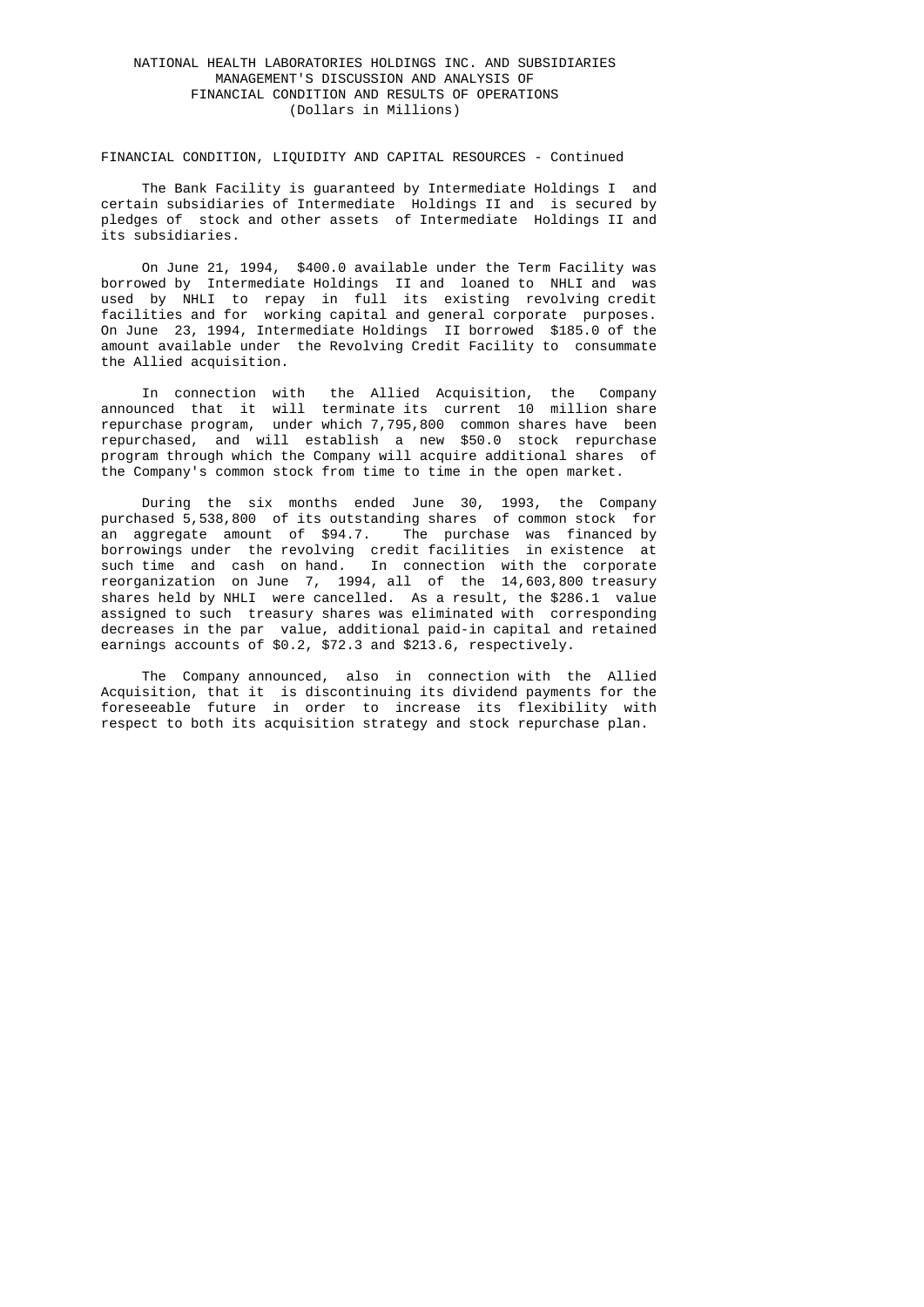# NATIONAL HEALTH LABORATORIES HOLDINGS INC. AND SUBSIDIARIES
## MANAGEMENT'S DISCUSSION AND ANALYSIS OF FINANCIAL CONDITION AND RESULTS OF OPERATIONS
(Dollars in Millions)

FINANCIAL CONDITION, LIQUIDITY AND CAPITAL RESOURCES - Continued

The Bank Facility is guaranteed by Intermediate Holdings I and certain subsidiaries of Intermediate Holdings II and is secured by pledges of stock and other assets of Intermediate Holdings II and its subsidiaries.

On June 21, 1994, $400.0 available under the Term Facility was borrowed by Intermediate Holdings II and loaned to NHLI and was used by NHLI to repay in full its existing revolving credit facilities and for working capital and general corporate purposes. On June 23, 1994, Intermediate Holdings II borrowed $185.0 of the amount available under the Revolving Credit Facility to consummate the Allied acquisition.

In connection with the Allied Acquisition, the Company announced that it will terminate its current 10 million share repurchase program, under which 7,795,800 common shares have been repurchased, and will establish a new $50.0 stock repurchase program through which the Company will acquire additional shares of the Company's common stock from time to time in the open market.

During the six months ended June 30, 1993, the Company purchased 5,538,800 of its outstanding shares of common stock for an aggregate amount of $94.7. The purchase was financed by borrowings under the revolving credit facilities in existence at such time and cash on hand. In connection with the corporate reorganization on June 7, 1994, all of the 14,603,800 treasury shares held by NHLI were cancelled. As a result, the $286.1 value assigned to such treasury shares was eliminated with corresponding decreases in the par value, additional paid-in capital and retained earnings accounts of $0.2, $72.3 and $213.6, respectively.

The Company announced, also in connection with the Allied Acquisition, that it is discontinuing its dividend payments for the foreseeable future in order to increase its flexibility with respect to both its acquisition strategy and stock repurchase plan.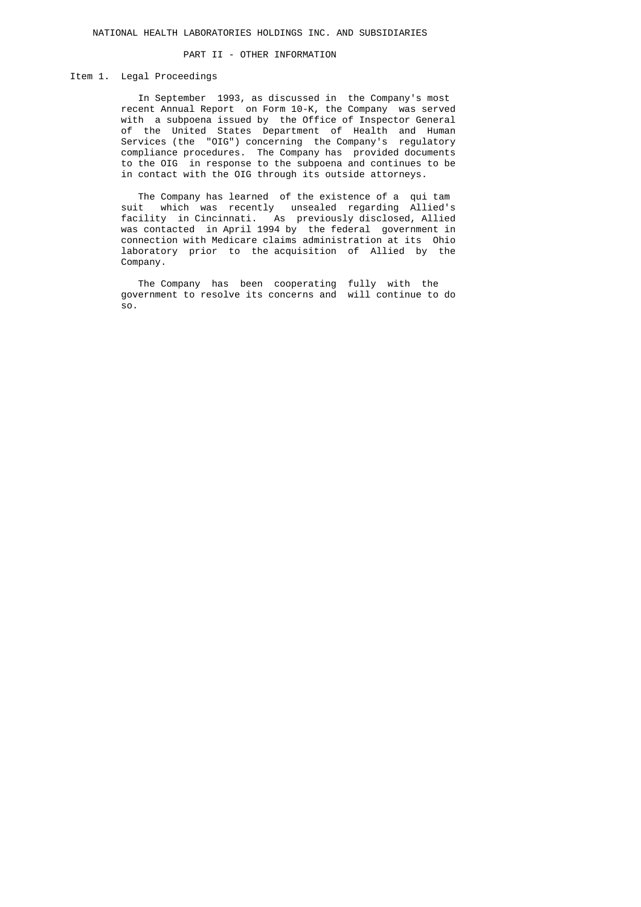NATIONAL HEALTH LABORATORIES HOLDINGS INC. AND SUBSIDIARIES

## PART II - OTHER INFORMATION

### Item 1. Legal Proceedings

In September 1993, as discussed in the Company's most recent Annual Report on Form 10-K, the Company was served with a subpoena issued by the Office of Inspector General of the United States Department of Health and Human Services (the "OIG") concerning the Company's regulatory compliance procedures. The Company has provided documents to the OIG in response to the subpoena and continues to be in contact with the OIG through its outside attorneys.

The Company has learned of the existence of a qui tam suit which was recently unsealed regarding Allied's facility in Cincinnati. As previously disclosed, Allied was contacted in April 1994 by the federal government in connection with Medicare claims administration at its Ohio laboratory prior to the acquisition of Allied by the Company.

The Company has been cooperating fully with the government to resolve its concerns and will continue to do so.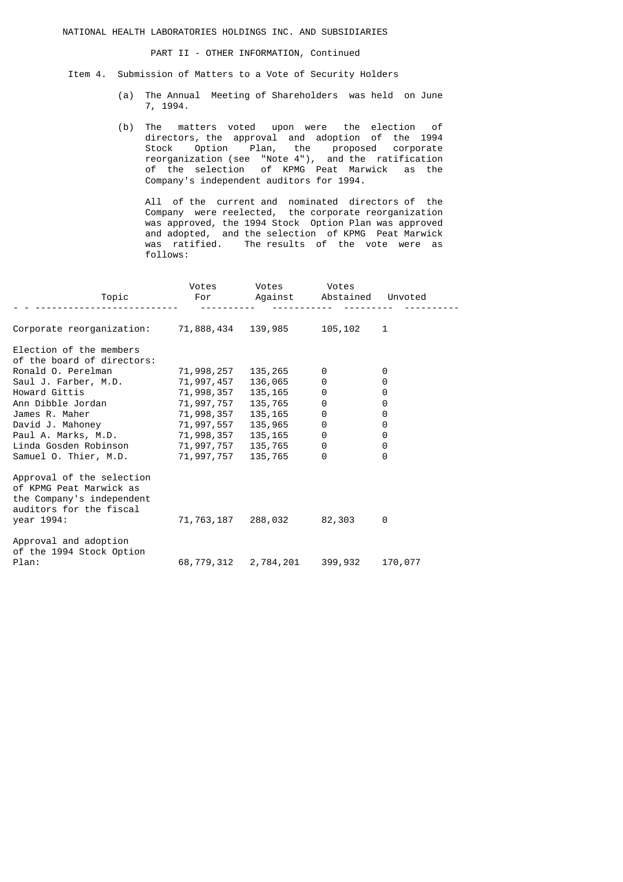NATIONAL HEALTH LABORATORIES HOLDINGS INC. AND SUBSIDIARIES

PART II - OTHER INFORMATION, Continued

Item 4. Submission of Matters to a Vote of Security Holders

(a) The Annual Meeting of Shareholders was held on June 7, 1994.

(b) The matters voted upon were the election of directors, the approval and adoption of the 1994 Stock Option Plan, the proposed corporate reorganization (see "Note 4"), and the ratification of the selection of KPMG Peat Marwick as the Company's independent auditors for 1994.

All of the current and nominated directors of the Company were reelected, the corporate reorganization was approved, the 1994 Stock Option Plan was approved and adopted, and the selection of KPMG Peat Marwick was ratified. The results of the vote were as follows:

| Topic | Votes For | Votes Against | Votes Abstained | Unvoted |
|---|---|---|---|---|
| Corporate reorganization: | 71,888,434 | 139,985 | 105,102 | 1 |
| Election of the members of the board of directors: | | | | |
| Ronald O. Perelman | 71,998,257 | 135,265 | 0 | 0 |
| Saul J. Farber, M.D. | 71,997,457 | 136,065 | 0 | 0 |
| Howard Gittis | 71,998,357 | 135,165 | 0 | 0 |
| Ann Dibble Jordan | 71,997,757 | 135,765 | 0 | 0 |
| James R. Maher | 71,998,357 | 135,165 | 0 | 0 |
| David J. Mahoney | 71,997,557 | 135,965 | 0 | 0 |
| Paul A. Marks, M.D. | 71,998,357 | 135,165 | 0 | 0 |
| Linda Gosden Robinson | 71,997,757 | 135,765 | 0 | 0 |
| Samuel O. Thier, M.D. | 71,997,757 | 135,765 | 0 | 0 |
| Approval of the selection of KPMG Peat Marwick as the Company's independent auditors for the fiscal year 1994: | 71,763,187 | 288,032 | 82,303 | 0 |
| Approval and adoption of the 1994 Stock Option Plan: | 68,779,312 | 2,784,201 | 399,932 | 170,077 |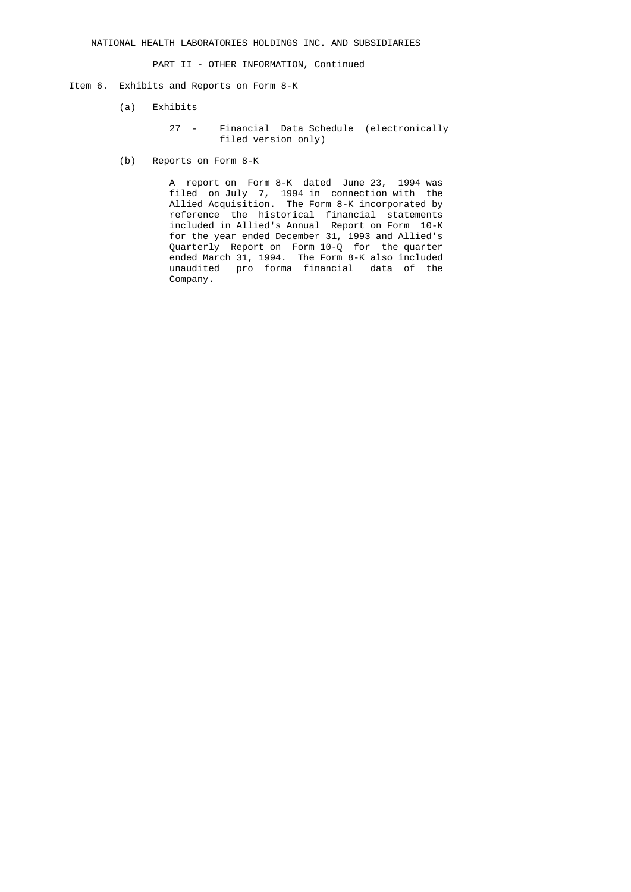NATIONAL HEALTH LABORATORIES HOLDINGS INC. AND SUBSIDIARIES

PART II - OTHER INFORMATION, Continued

Item 6. Exhibits and Reports on Form 8-K

(a) Exhibits

27 - Financial Data Schedule (electronically filed version only)

(b) Reports on Form 8-K

A report on Form 8-K dated June 23, 1994 was filed on July 7, 1994 in connection with the Allied Acquisition. The Form 8-K incorporated by reference the historical financial statements included in Allied's Annual Report on Form 10-K for the year ended December 31, 1993 and Allied's Quarterly Report on Form 10-Q for the quarter ended March 31, 1994. The Form 8-K also included unaudited pro forma financial data of the Company.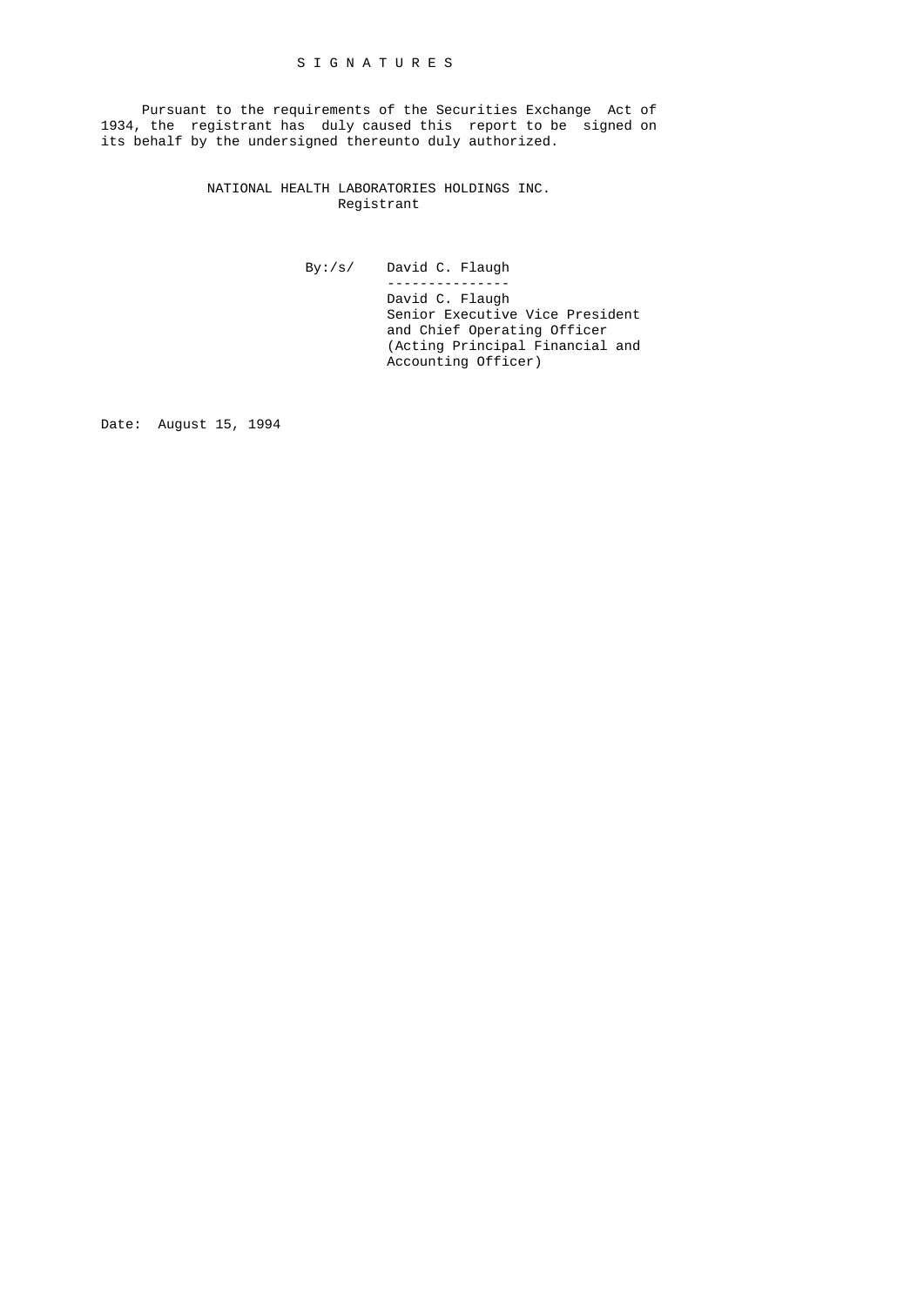# S I G N A T U R E S

Pursuant to the requirements of the Securities Exchange Act of 1934, the registrant has duly caused this report to be signed on its behalf by the undersigned thereunto duly authorized.

NATIONAL HEALTH LABORATORIES HOLDINGS INC.
Registrant

By:/s/ David C. Flaugh
---------------
David C. Flaugh
Senior Executive Vice President
and Chief Operating Officer
(Acting Principal Financial and
Accounting Officer)

Date: August 15, 1994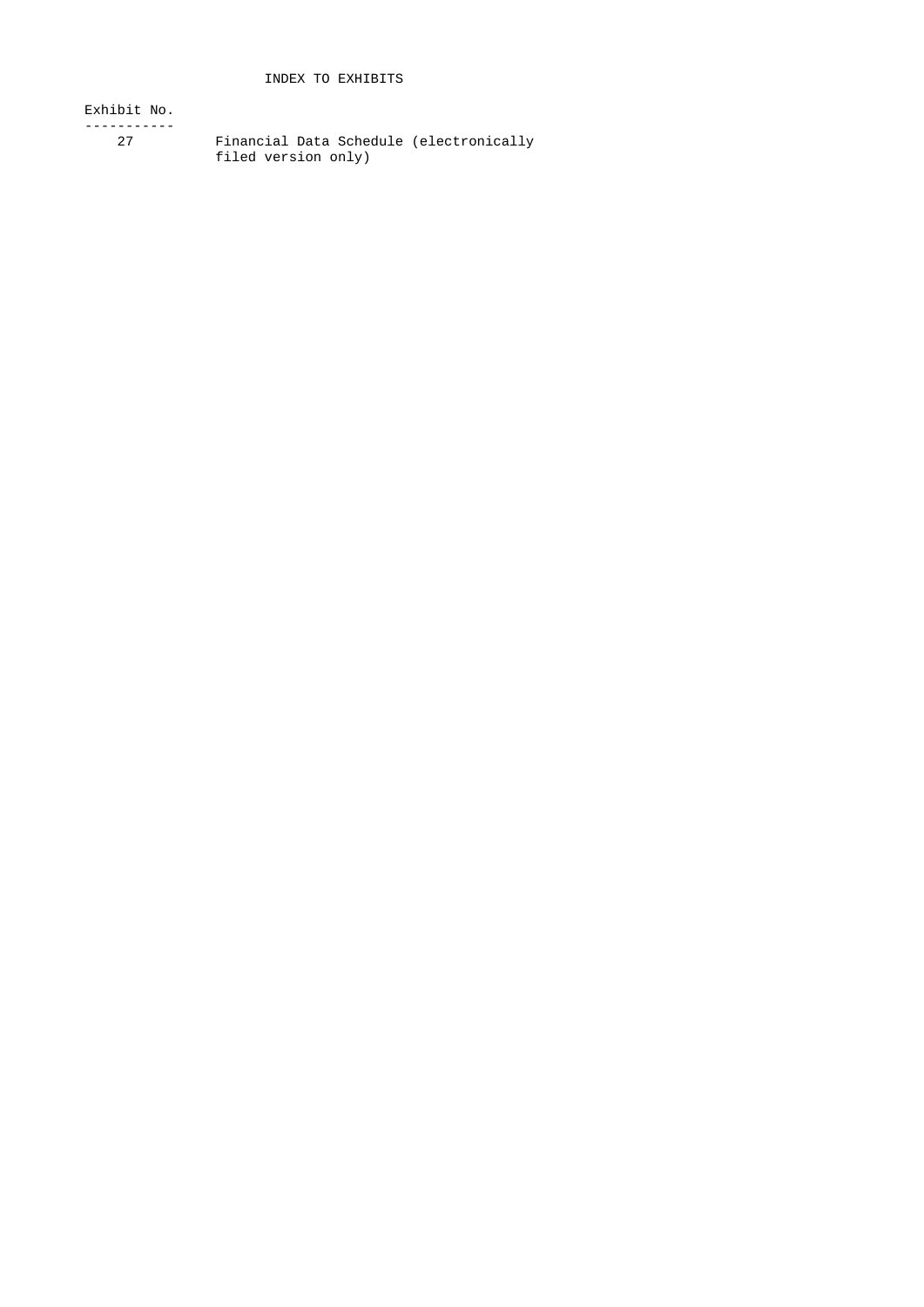# INDEX TO EXHIBITS

| Exhibit No. | |
| --- | --- |
| 27 | Financial Data Schedule (electronically filed version only) |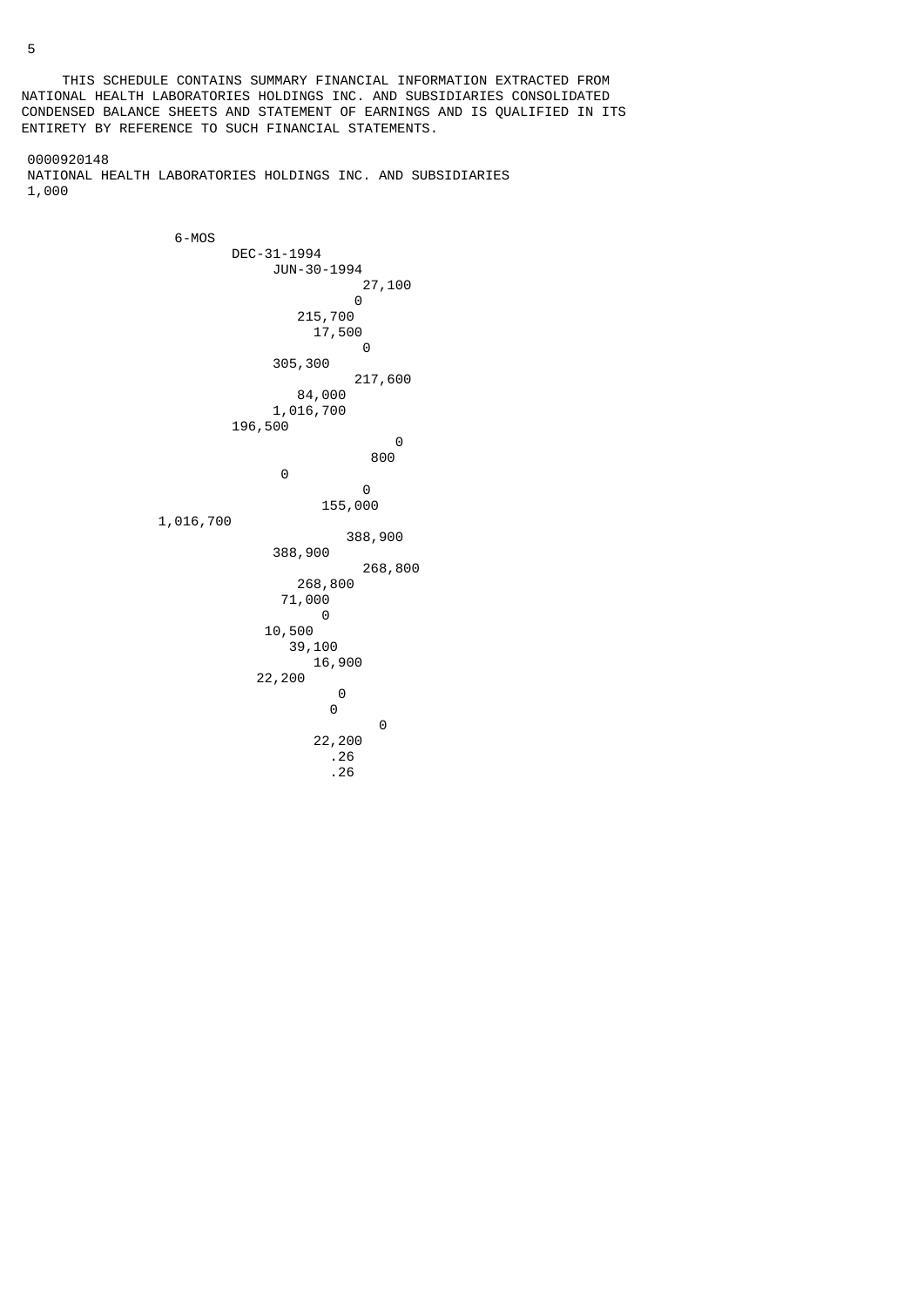5

THIS SCHEDULE CONTAINS SUMMARY FINANCIAL INFORMATION EXTRACTED FROM NATIONAL HEALTH LABORATORIES HOLDINGS INC. AND SUBSIDIARIES CONSOLIDATED CONDENSED BALANCE SHEETS AND STATEMENT OF EARNINGS AND IS QUALIFIED IN ITS ENTIRETY BY REFERENCE TO SUCH FINANCIAL STATEMENTS.

0000920148
NATIONAL HEALTH LABORATORIES HOLDINGS INC. AND SUBSIDIARIES
1,000

```
                 6-MOS
                        DEC-31-1994
                             JUN-30-1994
                                        27,100
                                             0
                                  215,700
                                       17,500
                                             0
                             305,300
                                       217,600
                                  84,000
                             1,016,700
                        196,500
                                                 0
                                              800
                              0
                                             0
                                       155,000
               1,016,700
                                         388,900
                             388,900
                                          268,800
                                  268,800
                               71,000
                                    0
                            10,500
                                 39,100
                                    16,900
                           22,200
                                      0
                                     0
                                           0
                                    22,200
                                       .26
                                       .26
```